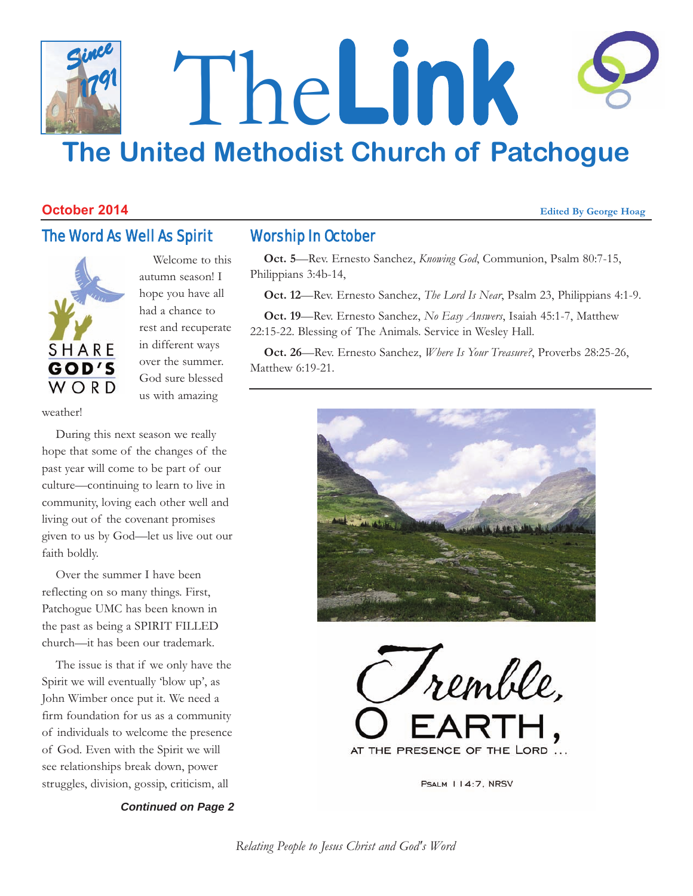# The Link

## The United Methodist Church of Patchogue

**October 2014**

**Edited By George Hoag**

## The Word As Well As Spirit

Welcome to this autumn season! I hope you have all had a chance to rest and recuperate in different ways over the summer. God sure blessed us with amazing weather!

During this next season we really hope that some of the changes of the past year will come to be part of our culture—continuing to learn to live in community, loving each other well and living out of the covenant promises given to us by God—let us live out our faith boldly.

Over the summer I have been reflecting on so many things. First, Patchogue UMC has been known in the past as being a SPIRIT FILLED church—it has been our trademark.

The issue is that if we only have the Spirit we will eventually 'blow up', as John Wimber once put it. We need a firm foundation for us as a community of individuals to welcome the presence of God. Even with the Spirit we will see relationships break down, power struggles, division, gossip, criticism, all

***Continued on Page 2***

## Worship In October

**Oct. 5**—Rev. Ernesto Sanchez, *Knowing God*, Communion, Psalm 80:7-15, Philippians 3:4b-14,

**Oct. 12**—Rev. Ernesto Sanchez, *The Lord Is Near*, Psalm 23, Philippians 4:1-9.

**Oct. 19**—Rev. Ernesto Sanchez, *No Easy Answers*, Isaiah 45:1-7, Matthew 22:15-22. Blessing of The Animals. Service in Wesley Hall.

**Oct. 26**—Rev. Ernesto Sanchez, *Where Is Your Treasure?*, Proverbs 28:25-26, Matthew 6:19-21.

Tremble, O EARTH, AT THE PRESENCE OF THE LORD ...

PSALM 114:7, NRSV

*Relating People to Jesus Christ and God's Word*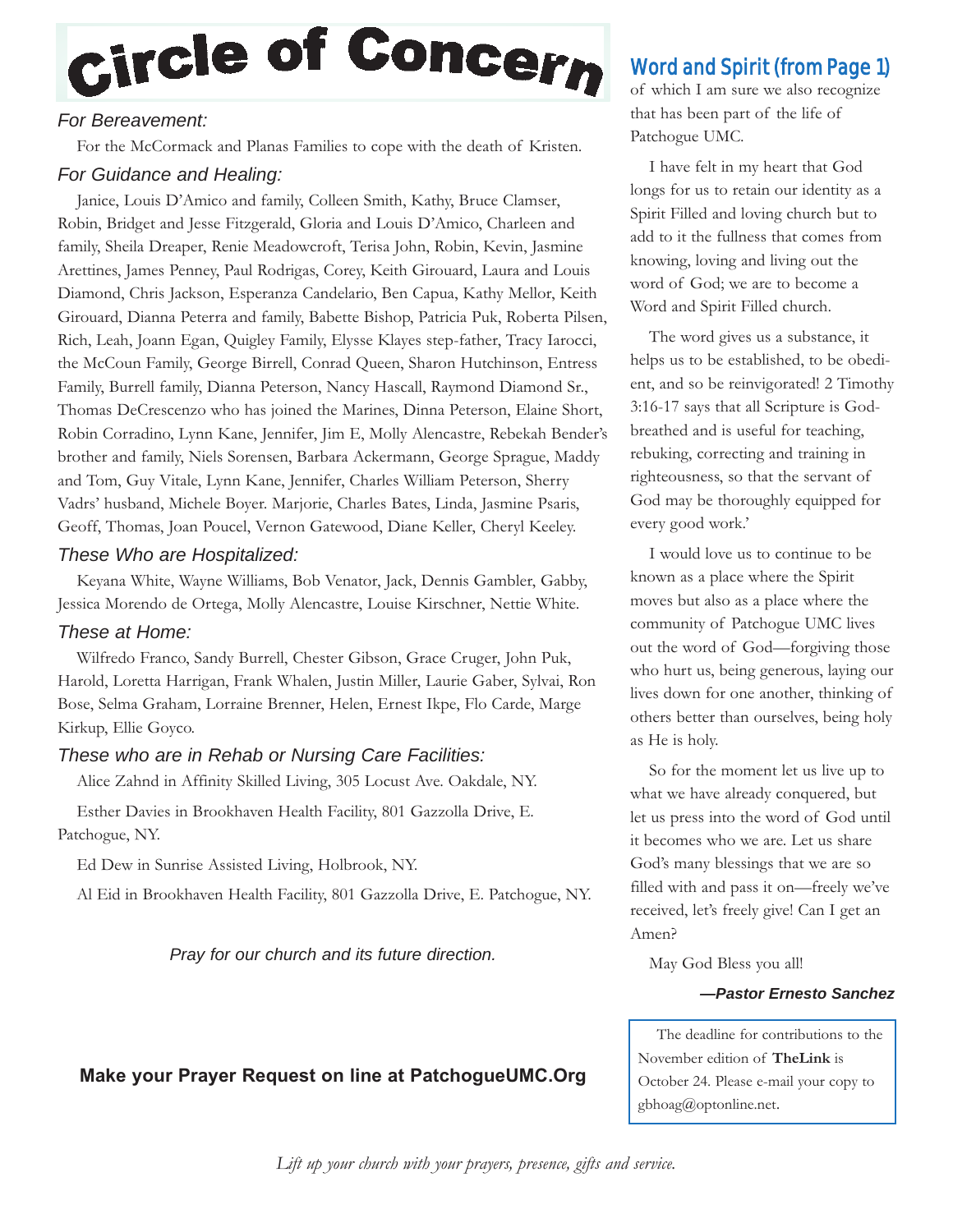# Circle of Concern

### *For Bereavement:*

For the McCormack and Planas Families to cope with the death of Kristen.

### *For Guidance and Healing:*

Janice, Louis D'Amico and family, Colleen Smith, Kathy, Bruce Clamser, Robin, Bridget and Jesse Fitzgerald, Gloria and Louis D'Amico, Charleen and family, Sheila Dreaper, Renie Meadowcroft, Terisa John, Robin, Kevin, Jasmine Arettines, James Penney, Paul Rodrigas, Corey, Keith Girouard, Laura and Louis Diamond, Chris Jackson, Esperanza Candelario, Ben Capua, Kathy Mellor, Keith Girouard, Dianna Peterra and family, Babette Bishop, Patricia Puk, Roberta Pilsen, Rich, Leah, Joann Egan, Quigley Family, Elysse Klayes step-father, Tracy Iarocci, the McCoun Family, George Birrell, Conrad Queen, Sharon Hutchinson, Entress Family, Burrell family, Dianna Peterson, Nancy Hascall, Raymond Diamond Sr., Thomas DeCrescenzo who has joined the Marines, Dinna Peterson, Elaine Short, Robin Corradino, Lynn Kane, Jennifer, Jim E, Molly Alencastre, Rebekah Bender's brother and family, Niels Sorensen, Barbara Ackermann, George Sprague, Maddy and Tom, Guy Vitale, Lynn Kane, Jennifer, Charles William Peterson, Sherry Vadrs' husband, Michele Boyer. Marjorie, Charles Bates, Linda, Jasmine Psaris, Geoff, Thomas, Joan Poucel, Vernon Gatewood, Diane Keller, Cheryl Keeley.

### *These Who are Hospitalized:*

Keyana White, Wayne Williams, Bob Venator, Jack, Dennis Gambler, Gabby, Jessica Morendo de Ortega, Molly Alencastre, Louise Kirschner, Nettie White.

### *These at Home:*

Wilfredo Franco, Sandy Burrell, Chester Gibson, Grace Cruger, John Puk, Harold, Loretta Harrigan, Frank Whalen, Justin Miller, Laurie Gaber, Sylvai, Ron Bose, Selma Graham, Lorraine Brenner, Helen, Ernest Ikpe, Flo Carde, Marge Kirkup, Ellie Goyco.

### *These who are in Rehab or Nursing Care Facilities:*

Alice Zahnd in Affinity Skilled Living, 305 Locust Ave. Oakdale, NY.

Esther Davies in Brookhaven Health Facility, 801 Gazzolla Drive, E. Patchogue, NY.

Ed Dew in Sunrise Assisted Living, Holbrook, NY.

Al Eid in Brookhaven Health Facility, 801 Gazzolla Drive, E. Patchogue, NY.

*Pray for our church and its future direction.*

**Make your Prayer Request on line at PatchogueUMC.Org**

## Word and Spirit (from Page 1)

of which I am sure we also recognize that has been part of the life of Patchogue UMC.

I have felt in my heart that God longs for us to retain our identity as a Spirit Filled and loving church but to add to it the fullness that comes from knowing, loving and living out the word of God; we are to become a Word and Spirit Filled church.

The word gives us a substance, it helps us to be established, to be obedient, and so be reinvigorated! 2 Timothy 3:16-17 says that all Scripture is God-breathed and is useful for teaching, rebuking, correcting and training in righteousness, so that the servant of God may be thoroughly equipped for every good work.'

I would love us to continue to be known as a place where the Spirit moves but also as a place where the community of Patchogue UMC lives out the word of God—forgiving those who hurt us, being generous, laying our lives down for one another, thinking of others better than ourselves, being holy as He is holy.

So for the moment let us live up to what we have already conquered, but let us press into the word of God until it becomes who we are. Let us share God's many blessings that we are so filled with and pass it on—freely we've received, let's freely give! Can I get an Amen?

May God Bless you all!

***—Pastor Ernesto Sanchez***

The deadline for contributions to the November edition of **TheLink** is October 24. Please e-mail your copy to gbhoag@optonline.net.

*Lift up your church with your prayers, presence, gifts and service.*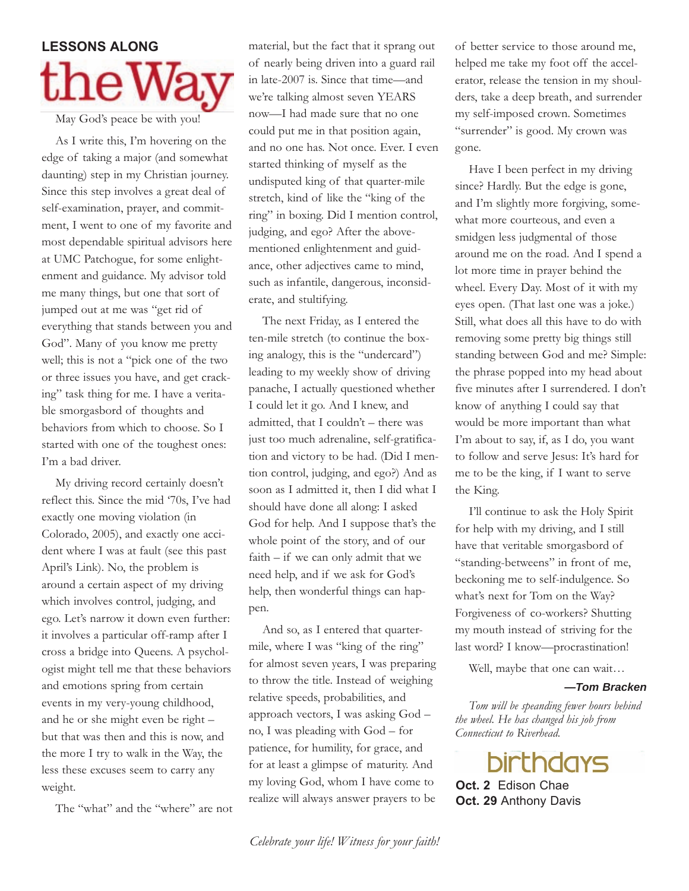## LESSONS ALONG

# the Way

May God's peace be with you!

As I write this, I'm hovering on the edge of taking a major (and somewhat daunting) step in my Christian journey. Since this step involves a great deal of self-examination, prayer, and commitment, I went to one of my favorite and most dependable spiritual advisors here at UMC Patchogue, for some enlightenment and guidance. My advisor told me many things, but one that sort of jumped out at me was "get rid of everything that stands between you and God". Many of you know me pretty well; this is not a "pick one of the two or three issues you have, and get cracking" task thing for me. I have a veritable smorgasbord of thoughts and behaviors from which to choose. So I started with one of the toughest ones: I'm a bad driver.

My driving record certainly doesn't reflect this. Since the mid '70s, I've had exactly one moving violation (in Colorado, 2005), and exactly one accident where I was at fault (see this past April's Link). No, the problem is around a certain aspect of my driving which involves control, judging, and ego. Let's narrow it down even further: it involves a particular off-ramp after I cross a bridge into Queens. A psychologist might tell me that these behaviors and emotions spring from certain events in my very-young childhood, and he or she might even be right – but that was then and this is now, and the more I try to walk in the Way, the less these excuses seem to carry any weight.

The "what" and the "where" are not material, but the fact that it sprang out of nearly being driven into a guard rail in late-2007 is. Since that time—and we're talking almost seven YEARS now—I had made sure that no one could put me in that position again, and no one has. Not once. Ever. I even started thinking of myself as the undisputed king of that quarter-mile stretch, kind of like the "king of the ring" in boxing. Did I mention control, judging, and ego? After the above-mentioned enlightenment and guidance, other adjectives came to mind, such as infantile, dangerous, inconsiderate, and stultifying.

The next Friday, as I entered the ten-mile stretch (to continue the boxing analogy, this is the "undercard") leading to my weekly show of driving panache, I actually questioned whether I could let it go. And I knew, and admitted, that I couldn't – there was just too much adrenaline, self-gratification and victory to be had. (Did I mention control, judging, and ego?) And as soon as I admitted it, then I did what I should have done all along: I asked God for help. And I suppose that's the whole point of the story, and of our faith – if we can only admit that we need help, and if we ask for God's help, then wonderful things can happen.

And so, as I entered that quarter-mile, where I was "king of the ring" for almost seven years, I was preparing to throw the title. Instead of weighing relative speeds, probabilities, and approach vectors, I was asking God – no, I was pleading with God – for patience, for humility, for grace, and for at least a glimpse of maturity. And my loving God, whom I have come to realize will always answer prayers to be of better service to those around me, helped me take my foot off the accelerator, release the tension in my shoulders, take a deep breath, and surrender my self-imposed crown. Sometimes "surrender" is good. My crown was gone.

Have I been perfect in my driving since? Hardly. But the edge is gone, and I'm slightly more forgiving, somewhat more courteous, and even a smidgen less judgmental of those around me on the road. And I spend a lot more time in prayer behind the wheel. Every Day. Most of it with my eyes open. (That last one was a joke.) Still, what does all this have to do with removing some pretty big things still standing between God and me? Simple: the phrase popped into my head about five minutes after I surrendered. I don't know of anything I could say that would be more important than what I'm about to say, if, as I do, you want to follow and serve Jesus: It's hard for me to be the king, if I want to serve the King.

I'll continue to ask the Holy Spirit for help with my driving, and I still have that veritable smorgasbord of "standing-betweens" in front of me, beckoning me to self-indulgence. So what's next for Tom on the Way? Forgiveness of co-workers? Shutting my mouth instead of striving for the last word? I know—procrastination!

Well, maybe that one can wait…

***—Tom Bracken***

*Tom will be speanding fewer hours behind the wheel. He has changed his job from Connecticut to Riverhead.*

## birthdays

**Oct. 2** Edison Chae
**Oct. 29** Anthony Davis

*Celebrate your life! Witness for your faith!*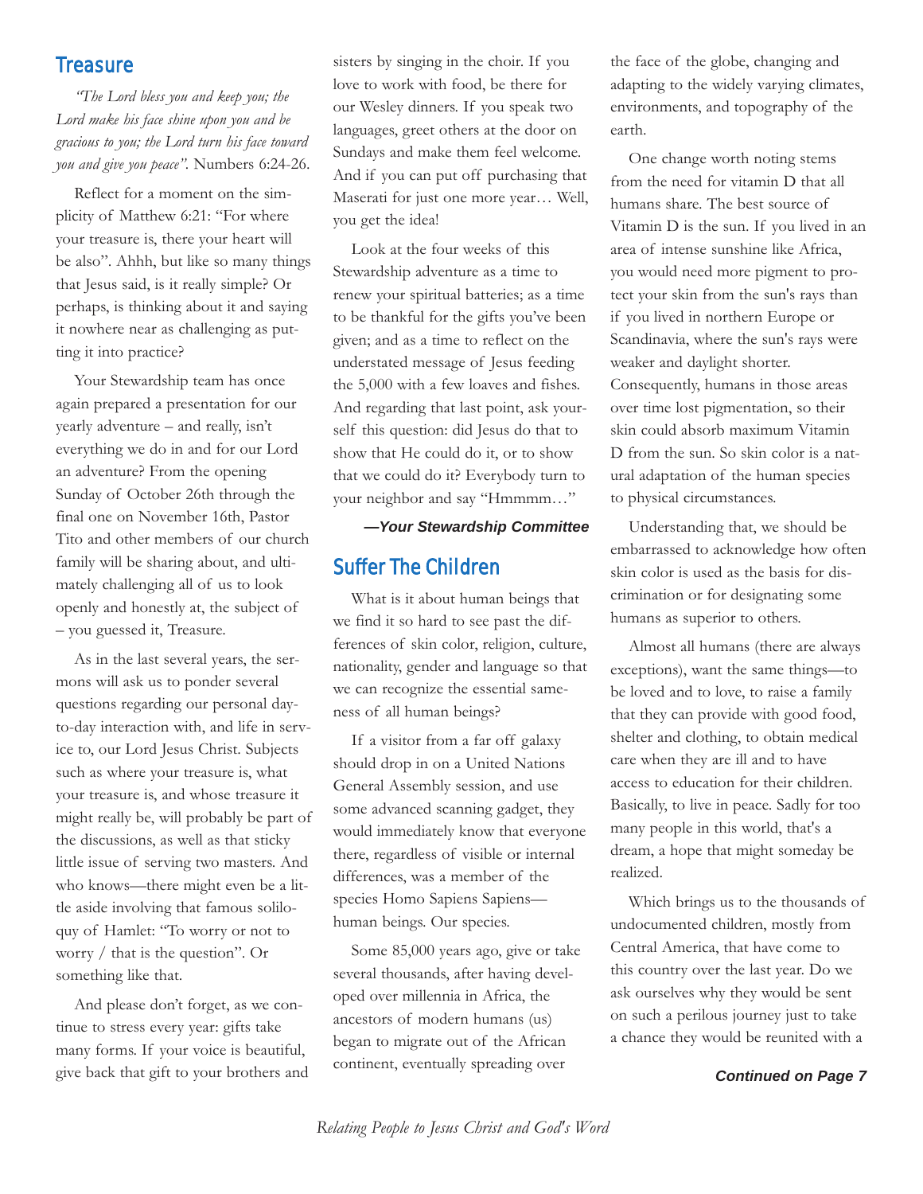## Treasure

*"The Lord bless you and keep you; the Lord make his face shine upon you and be gracious to you; the Lord turn his face toward you and give you peace".* Numbers 6:24-26.

Reflect for a moment on the simplicity of Matthew 6:21: "For where your treasure is, there your heart will be also". Ahhh, but like so many things that Jesus said, is it really simple? Or perhaps, is thinking about it and saying it nowhere near as challenging as putting it into practice?

Your Stewardship team has once again prepared a presentation for our yearly adventure – and really, isn't everything we do in and for our Lord an adventure? From the opening Sunday of October 26th through the final one on November 16th, Pastor Tito and other members of our church family will be sharing about, and ultimately challenging all of us to look openly and honestly at, the subject of – you guessed it, Treasure.

As in the last several years, the sermons will ask us to ponder several questions regarding our personal day-to-day interaction with, and life in service to, our Lord Jesus Christ. Subjects such as where your treasure is, what your treasure is, and whose treasure it might really be, will probably be part of the discussions, as well as that sticky little issue of serving two masters. And who knows—there might even be a little aside involving that famous soliloquy of Hamlet: "To worry or not to worry / that is the question". Or something like that.

And please don't forget, as we continue to stress every year: gifts take many forms. If your voice is beautiful, give back that gift to your brothers and sisters by singing in the choir. If you love to work with food, be there for our Wesley dinners. If you speak two languages, greet others at the door on Sundays and make them feel welcome. And if you can put off purchasing that Maserati for just one more year… Well, you get the idea!

Look at the four weeks of this Stewardship adventure as a time to renew your spiritual batteries; as a time to be thankful for the gifts you've been given; and as a time to reflect on the understated message of Jesus feeding the 5,000 with a few loaves and fishes. And regarding that last point, ask yourself this question: did Jesus do that to show that He could do it, or to show that we could do it? Everybody turn to your neighbor and say "Hmmmm…"

***—Your Stewardship Committee***

## Suffer The Children

What is it about human beings that we find it so hard to see past the differences of skin color, religion, culture, nationality, gender and language so that we can recognize the essential sameness of all human beings?

If a visitor from a far off galaxy should drop in on a United Nations General Assembly session, and use some advanced scanning gadget, they would immediately know that everyone there, regardless of visible or internal differences, was a member of the species Homo Sapiens Sapiens—human beings. Our species.

Some 85,000 years ago, give or take several thousands, after having developed over millennia in Africa, the ancestors of modern humans (us) began to migrate out of the African continent, eventually spreading over the face of the globe, changing and adapting to the widely varying climates, environments, and topography of the earth.

One change worth noting stems from the need for vitamin D that all humans share. The best source of Vitamin D is the sun. If you lived in an area of intense sunshine like Africa, you would need more pigment to protect your skin from the sun's rays than if you lived in northern Europe or Scandinavia, where the sun's rays were weaker and daylight shorter. Consequently, humans in those areas over time lost pigmentation, so their skin could absorb maximum Vitamin D from the sun. So skin color is a natural adaptation of the human species to physical circumstances.

Understanding that, we should be embarrassed to acknowledge how often skin color is used as the basis for discrimination or for designating some humans as superior to others.

Almost all humans (there are always exceptions), want the same things—to be loved and to love, to raise a family that they can provide with good food, shelter and clothing, to obtain medical care when they are ill and to have access to education for their children. Basically, to live in peace. Sadly for too many people in this world, that's a dream, a hope that might someday be realized.

Which brings us to the thousands of undocumented children, mostly from Central America, that have come to this country over the last year. Do we ask ourselves why they would be sent on such a perilous journey just to take a chance they would be reunited with a

***Continued on Page 7***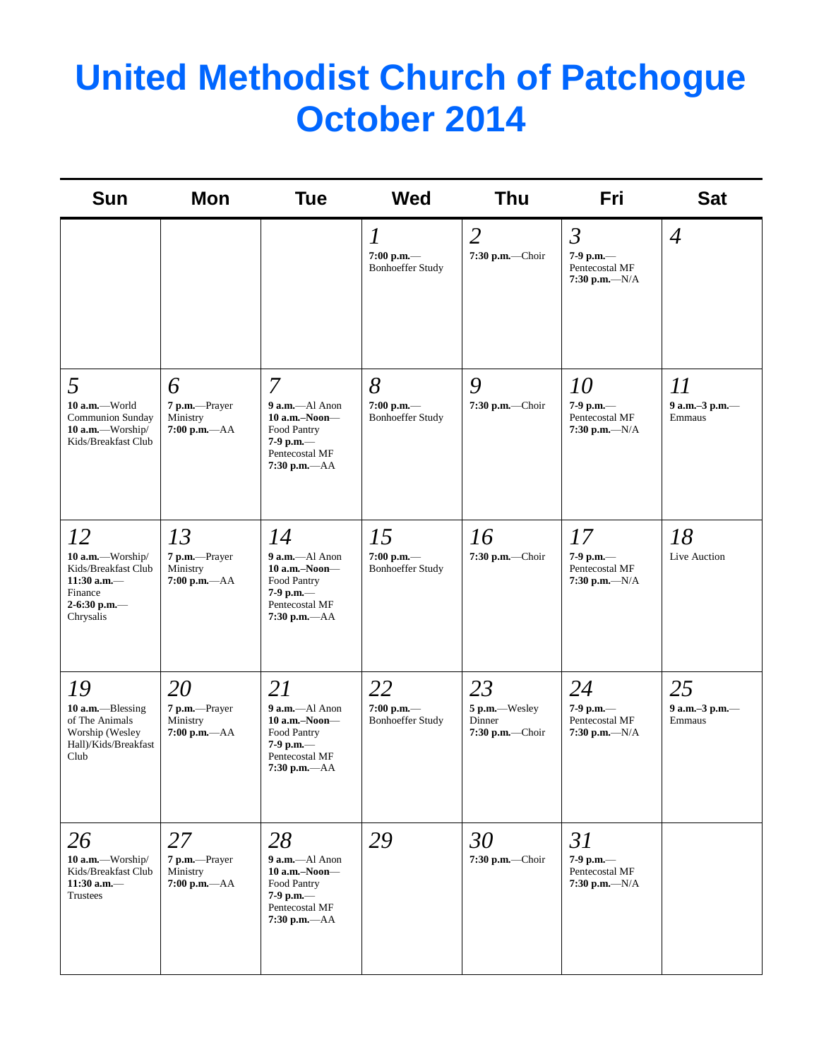# United Methodist Church of Patchogue October 2014

| Sun | Mon | Tue | Wed | Thu | Fri | Sat |
|---|---|---|---|---|---|---|
| | | | *1*<br>**7:00 p.m.**—Bonhoeffer Study | *2*<br>**7:30 p.m.**—Choir | *3*<br>**7-9 p.m.**—Pentecostal MF<br>**7:30 p.m.**—N/A | *4* |
| *5*<br>**10 a.m.**—World Communion Sunday<br>**10 a.m.**—Worship/ Kids/Breakfast Club | *6*<br>**7 p.m.**—Prayer Ministry<br>**7:00 p.m.**—AA | *7*<br>**9 a.m.**—Al Anon<br>**10 a.m.–Noon**—Food Pantry<br>**7-9 p.m.**—Pentecostal MF<br>**7:30 p.m.**—AA | *8*<br>**7:00 p.m.**—Bonhoeffer Study | *9*<br>**7:30 p.m.**—Choir | *10*<br>**7-9 p.m.**—Pentecostal MF<br>**7:30 p.m.**—N/A | *11*<br>**9 a.m.–3 p.m.**—Emmaus |
| *12*<br>**10 a.m.**—Worship/ Kids/Breakfast Club<br>**11:30 a.m.**—Finance<br>**2-6:30 p.m.**—Chrysalis | *13*<br>**7 p.m.**—Prayer Ministry<br>**7:00 p.m.**—AA | *14*<br>**9 a.m.**—Al Anon<br>**10 a.m.–Noon**—Food Pantry<br>**7-9 p.m.**—Pentecostal MF<br>**7:30 p.m.**—AA | *15*<br>**7:00 p.m.**—Bonhoeffer Study | *16*<br>**7:30 p.m.**—Choir | *17*<br>**7-9 p.m.**—Pentecostal MF<br>**7:30 p.m.**—N/A | *18*<br>Live Auction |
| *19*<br>**10 a.m.**—Blessing of The Animals Worship (Wesley Hall)/Kids/Breakfast Club | *20*<br>**7 p.m.**—Prayer Ministry<br>**7:00 p.m.**—AA | *21*<br>**9 a.m.**—Al Anon<br>**10 a.m.–Noon**—Food Pantry<br>**7-9 p.m.**—Pentecostal MF<br>**7:30 p.m.**—AA | *22*<br>**7:00 p.m.**—Bonhoeffer Study | *23*<br>**5 p.m.**—Wesley Dinner<br>**7:30 p.m.**—Choir | *24*<br>**7-9 p.m.**—Pentecostal MF<br>**7:30 p.m.**—N/A | *25*<br>**9 a.m.–3 p.m.**—Emmaus |
| *26*<br>**10 a.m.**—Worship/ Kids/Breakfast Club<br>**11:30 a.m.**—Trustees | *27*<br>**7 p.m.**—Prayer Ministry<br>**7:00 p.m.**—AA | *28*<br>**9 a.m.**—Al Anon<br>**10 a.m.–Noon**—Food Pantry<br>**7-9 p.m.**—Pentecostal MF<br>**7:30 p.m.**—AA | *29* | *30*<br>**7:30 p.m.**—Choir | *31*<br>**7-9 p.m.**—Pentecostal MF<br>**7:30 p.m.**—N/A | |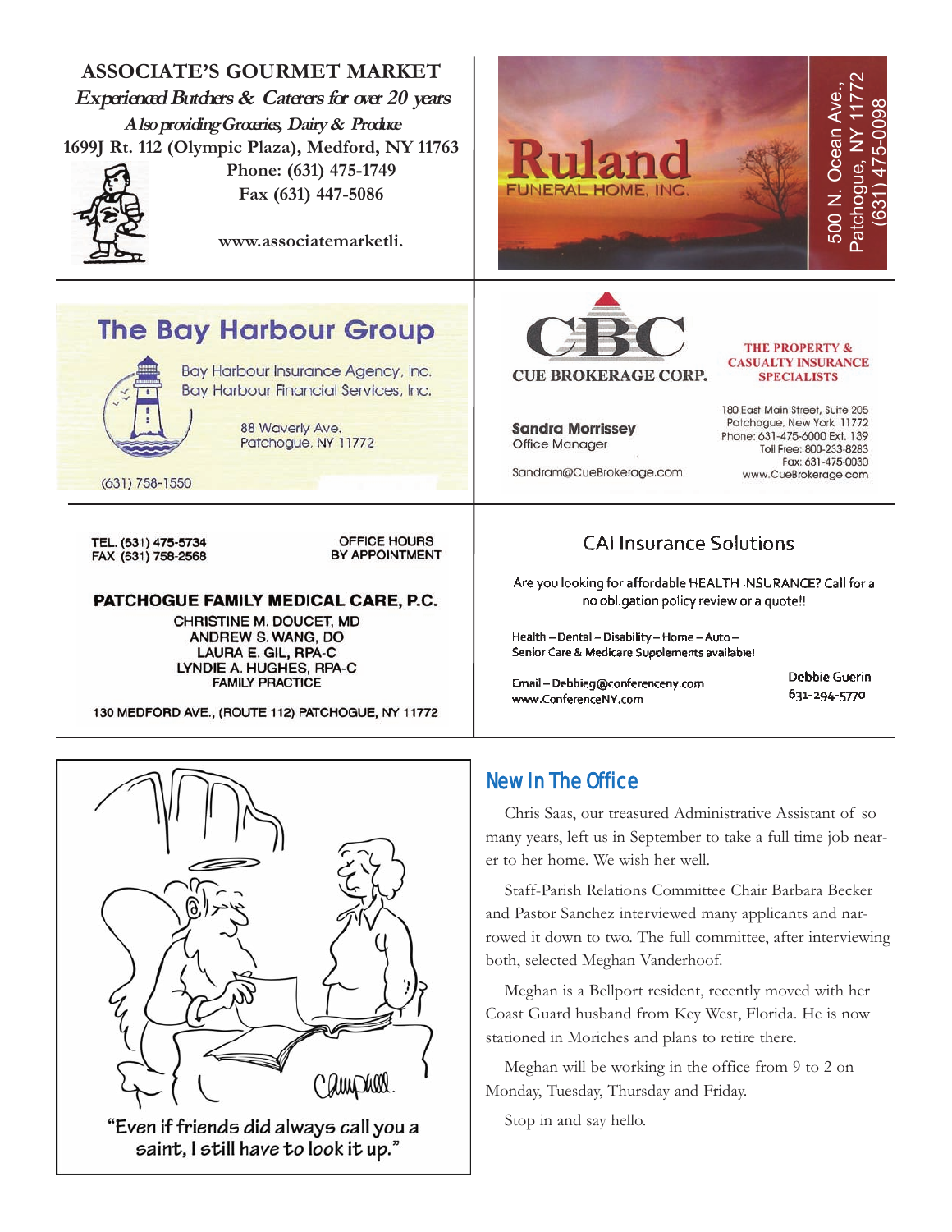**ASSOCIATE'S GOURMET MARKET**

***Experienced Butchers & Caterers for over 20 years***

*Also providing Groceries, Dairy & Produce*

**1699J Rt. 112 (Olympic Plaza), Medford, NY 11763**

**Phone: (631) 475-1749**

**Fax (631) 447-5086**

**www.associatemarketli.**

---

**Ruland**
FUNERAL HOME, INC.

500 N. Ocean Ave.,
Patchogue, NY 11772
(631) 475-0098

---

## The Bay Harbour Group

Bay Harbour Insurance Agency, Inc.
Bay Harbour Financial Services, Inc.

88 Waverly Ave.
Patchogue, NY 11772

(631) 758-1550

---

**CBC**
**CUE BROKERAGE CORP.**

**THE PROPERTY & CASUALTY INSURANCE SPECIALISTS**

**Sandra Morrissey**
Office Manager

Sandram@CueBrokerage.com

180 East Main Street, Suite 205
Patchogue, New York 11772
Phone: 631-475-6000 Ext. 139
Toll Free: 800-233-8283
Fax: 631-475-0030
www.CueBrokerage.com

---

TEL. (631) 475-5734
FAX (631) 758-2568

OFFICE HOURS
BY APPOINTMENT

**PATCHOGUE FAMILY MEDICAL CARE, P.C.**

CHRISTINE M. DOUCET, MD
ANDREW S. WANG, DO
LAURA E. GIL, RPA-C
LYNDIE A. HUGHES, RPA-C
FAMILY PRACTICE

130 MEDFORD AVE., (ROUTE 112) PATCHOGUE, NY 11772

---

## CAI Insurance Solutions

Are you looking for affordable HEALTH INSURANCE? Call for a no obligation policy review or a quote!!

Health – Dental – Disability – Home – Auto –
Senior Care & Medicare Supplements available!

Email – Debbieg@conferenceny.com
www.ConferenceNY.com

Debbie Guerin
631-294-5770

---

"Even if friends did always call you a saint, I still have to look it up."

## New In The Office

Chris Saas, our treasured Administrative Assistant of so many years, left us in September to take a full time job nearer to her home. We wish her well.

Staff-Parish Relations Committee Chair Barbara Becker and Pastor Sanchez interviewed many applicants and narrowed it down to two. The full committee, after interviewing both, selected Meghan Vanderhoof.

Meghan is a Bellport resident, recently moved with her Coast Guard husband from Key West, Florida. He is now stationed in Moriches and plans to retire there.

Meghan will be working in the office from 9 to 2 on Monday, Tuesday, Thursday and Friday.

Stop in and say hello.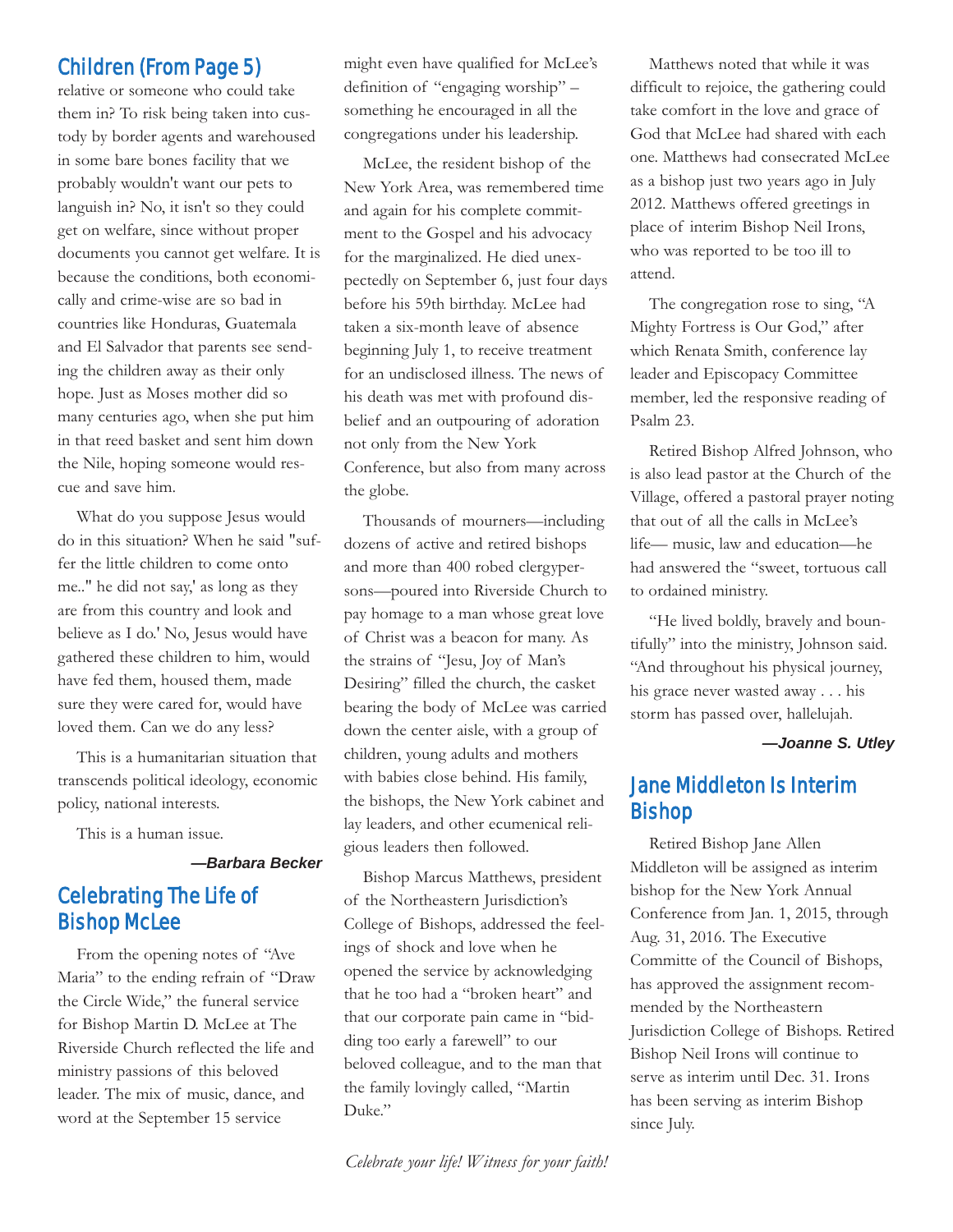## Children (From Page 5)

relative or someone who could take them in? To risk being taken into custody by border agents and warehoused in some bare bones facility that we probably wouldn't want our pets to languish in? No, it isn't so they could get on welfare, since without proper documents you cannot get welfare. It is because the conditions, both economically and crime-wise are so bad in countries like Honduras, Guatemala and El Salvador that parents see sending the children away as their only hope. Just as Moses mother did so many centuries ago, when she put him in that reed basket and sent him down the Nile, hoping someone would rescue and save him.

What do you suppose Jesus would do in this situation? When he said "suffer the little children to come onto me.." he did not say,' as long as they are from this country and look and believe as I do.' No, Jesus would have gathered these children to him, would have fed them, housed them, made sure they were cared for, would have loved them. Can we do any less?

This is a humanitarian situation that transcends political ideology, economic policy, national interests.

This is a human issue.

***—Barbara Becker***

## Celebrating The Life of Bishop McLee

From the opening notes of "Ave Maria" to the ending refrain of "Draw the Circle Wide," the funeral service for Bishop Martin D. McLee at The Riverside Church reflected the life and ministry passions of this beloved leader. The mix of music, dance, and word at the September 15 service might even have qualified for McLee's definition of "engaging worship" – something he encouraged in all the congregations under his leadership.

McLee, the resident bishop of the New York Area, was remembered time and again for his complete commitment to the Gospel and his advocacy for the marginalized. He died unexpectedly on September 6, just four days before his 59th birthday. McLee had taken a six-month leave of absence beginning July 1, to receive treatment for an undisclosed illness. The news of his death was met with profound disbelief and an outpouring of adoration not only from the New York Conference, but also from many across the globe.

Thousands of mourners—including dozens of active and retired bishops and more than 400 robed clergypersons—poured into Riverside Church to pay homage to a man whose great love of Christ was a beacon for many. As the strains of "Jesu, Joy of Man's Desiring" filled the church, the casket bearing the body of McLee was carried down the center aisle, with a group of children, young adults and mothers with babies close behind. His family, the bishops, the New York cabinet and lay leaders, and other ecumenical religious leaders then followed.

Bishop Marcus Matthews, president of the Northeastern Jurisdiction's College of Bishops, addressed the feelings of shock and love when he opened the service by acknowledging that he too had a "broken heart" and that our corporate pain came in "bidding too early a farewell" to our beloved colleague, and to the man that the family lovingly called, "Martin Duke."

Matthews noted that while it was difficult to rejoice, the gathering could take comfort in the love and grace of God that McLee had shared with each one. Matthews had consecrated McLee as a bishop just two years ago in July 2012. Matthews offered greetings in place of interim Bishop Neil Irons, who was reported to be too ill to attend.

The congregation rose to sing, "A Mighty Fortress is Our God," after which Renata Smith, conference lay leader and Episcopacy Committee member, led the responsive reading of Psalm 23.

Retired Bishop Alfred Johnson, who is also lead pastor at the Church of the Village, offered a pastoral prayer noting that out of all the calls in McLee's life— music, law and education—he had answered the "sweet, tortuous call to ordained ministry.

"He lived boldly, bravely and bountifully" into the ministry, Johnson said. "And throughout his physical journey, his grace never wasted away . . . his storm has passed over, hallelujah.

***—Joanne S. Utley***

## Jane Middleton Is Interim Bishop

Retired Bishop Jane Allen Middleton will be assigned as interim bishop for the New York Annual Conference from Jan. 1, 2015, through Aug. 31, 2016. The Executive Committe of the Council of Bishops, has approved the assignment recommended by the Northeastern Jurisdiction College of Bishops. Retired Bishop Neil Irons will continue to serve as interim until Dec. 31. Irons has been serving as interim Bishop since July.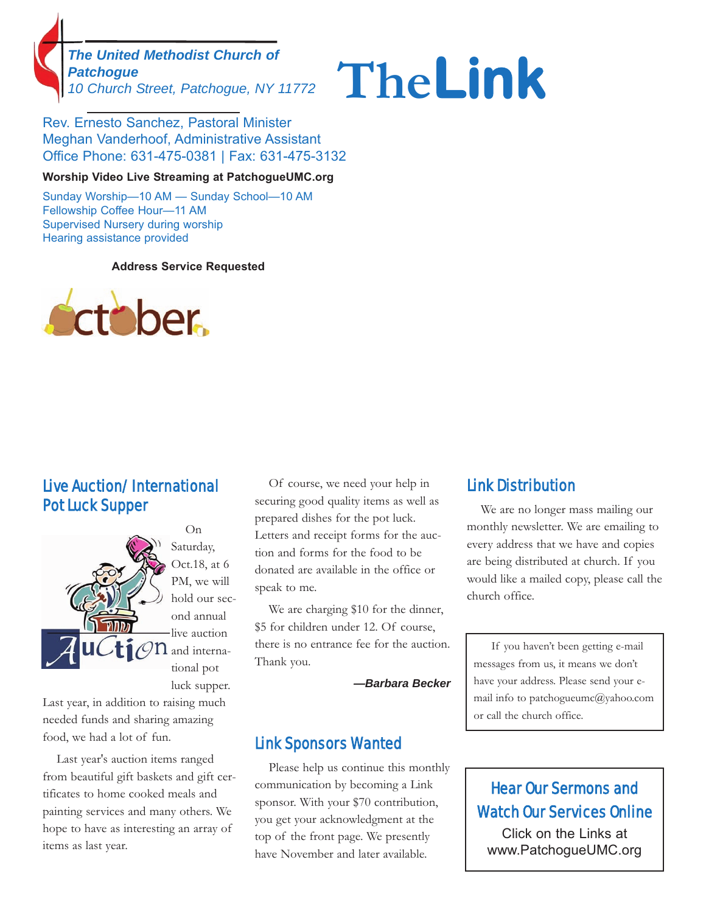*The United Methodist Church of Patchogue*
*10 Church Street, Patchogue, NY 11772*

# The Link

Rev. Ernesto Sanchez, Pastoral Minister
Meghan Vanderhoof, Administrative Assistant
Office Phone: 631-475-0381 | Fax: 631-475-3132

**Worship Video Live Streaming at PatchogueUMC.org**

Sunday Worship—10 AM — Sunday School—10 AM
Fellowship Coffee Hour—11 AM
Supervised Nursery during worship
Hearing assistance provided

**Address Service Requested**

October

## Live Auction/ International Pot Luck Supper

On Saturday, Oct.18, at 6 PM, we will hold our second annual live auction and international pot luck supper. Last year, in addition to raising much needed funds and sharing amazing food, we had a lot of fun.

Last year's auction items ranged from beautiful gift baskets and gift certificates to home cooked meals and painting services and many others. We hope to have as interesting an array of items as last year.

Of course, we need your help in securing good quality items as well as prepared dishes for the pot luck. Letters and receipt forms for the auction and forms for the food to be donated are available in the office or speak to me.

We are charging $10 for the dinner, $5 for children under 12. Of course, there is no entrance fee for the auction. Thank you.

***—Barbara Becker***

## Link Sponsors Wanted

Please help us continue this monthly communication by becoming a Link sponsor. With your $70 contribution, you get your acknowledgment at the top of the front page. We presently have November and later available.

## Link Distribution

We are no longer mass mailing our monthly newsletter. We are emailing to every address that we have and copies are being distributed at church. If you would like a mailed copy, please call the church office.

If you haven't been getting e-mail messages from us, it means we don't have your address. Please send your e-mail info to patchogueumc@yahoo.com or call the church office.

## Hear Our Sermons and Watch Our Services Online

Click on the Links at www.PatchogueUMC.org